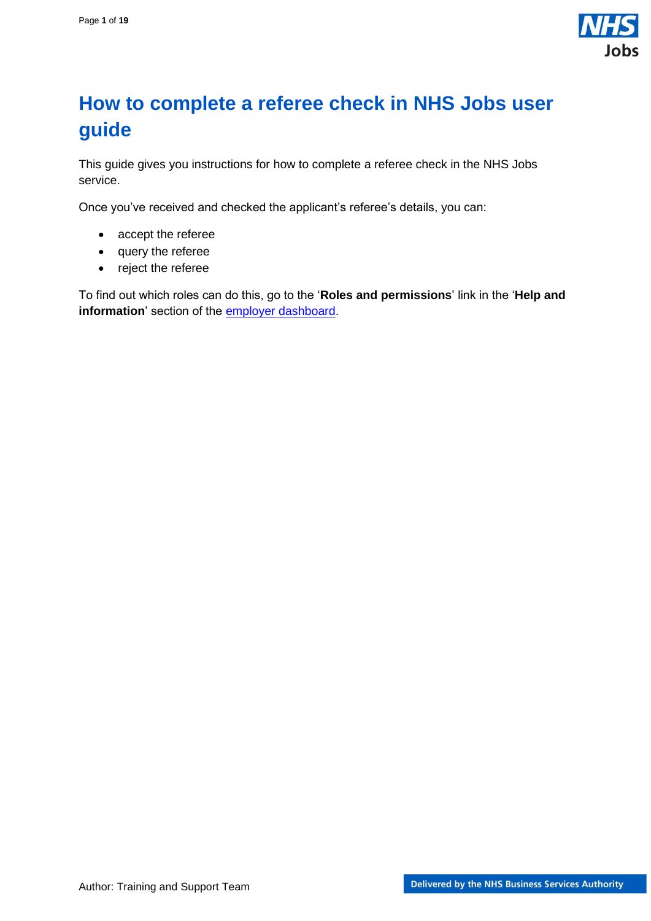# How to complete a referee check in NHS Jobs user guide

This guide gives you instructions for how to complete a referee check in the NHS Jobs service.

Once you've received and checked the applicant's referee's details, you can:

- accept the referee
- query the referee
- reject the referee

To find out which roles can do this, go to the '**Roles and permissions**' link in the '**Help and information**' section of the [employer dashboard](employer dashboard).

Author: Training and Support Team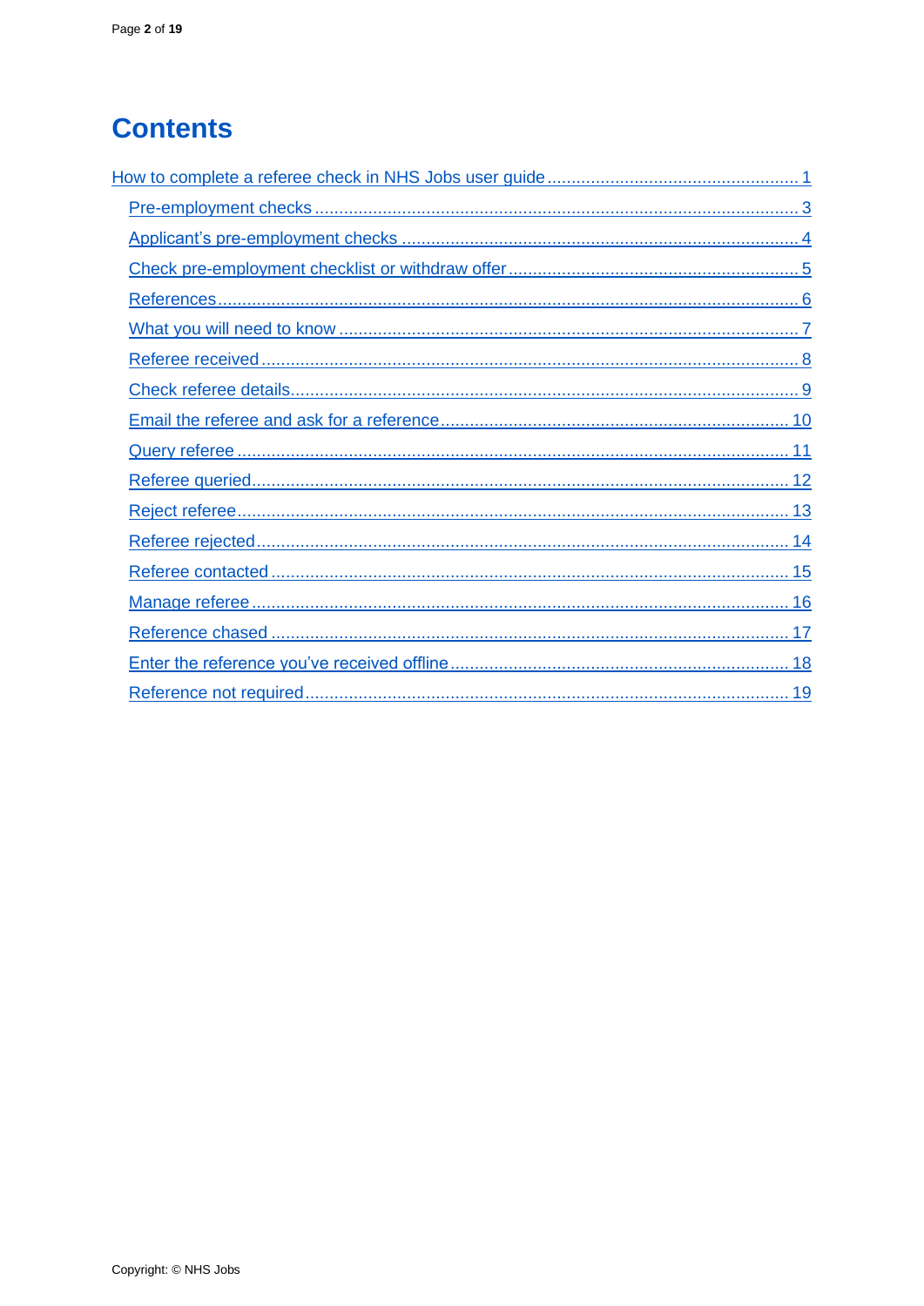# Contents

How to complete a referee check in NHS Jobs user guide ..... 1

- Pre-employment checks ..... 3
- Applicant's pre-employment checks ..... 4
- Check pre-employment checklist or withdraw offer ..... 5
- References ..... 6
- What you will need to know ..... 7
- Referee received ..... 8
- Check referee details ..... 9
- Email the referee and ask for a reference ..... 10
- Query referee ..... 11
- Referee queried ..... 12
- Reject referee ..... 13
- Referee rejected ..... 14
- Referee contacted ..... 15
- Manage referee ..... 16
- Reference chased ..... 17
- Enter the reference you've received offline ..... 18
- Reference not required ..... 19

Copyright: © NHS Jobs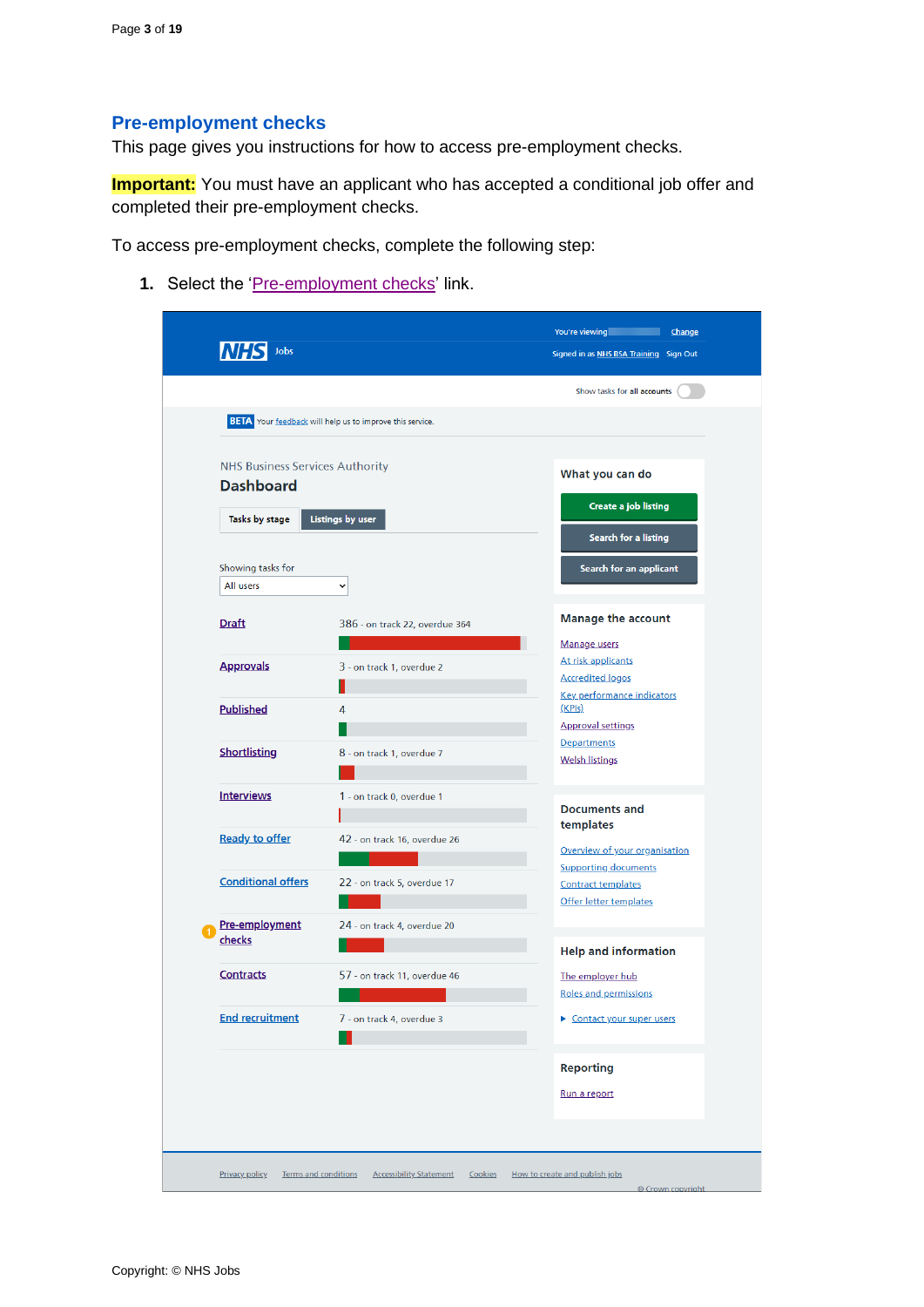## Pre-employment checks

This page gives you instructions for how to access pre-employment checks.

**Important:** You must have an applicant who has accepted a conditional job offer and completed their pre-employment checks.

To access pre-employment checks, complete the following step:

1. Select the 'Pre-employment checks' link.

NHS Jobs

You're viewing [ ] Change

Signed in as NHS BSA Training Sign Out

Show tasks for all accounts

BETA Your feedback will help us to improve this service.

NHS Business Services Authority

### Dashboard

Tasks by stage | Listings by user

Showing tasks for

All users

| Stage | Tasks |
| --- | --- |
| Draft | 386 - on track 22, overdue 364 |
| Approvals | 3 - on track 1, overdue 2 |
| Published | 4 |
| Shortlisting | 8 - on track 1, overdue 7 |
| Interviews | 1 - on track 0, overdue 1 |
| Ready to offer | 42 - on track 16, overdue 26 |
| Conditional offers | 22 - on track 5, overdue 17 |
| Pre-employment checks | 24 - on track 4, overdue 20 |
| Contracts | 57 - on track 11, overdue 46 |
| End recruitment | 7 - on track 4, overdue 3 |

**What you can do**

- Create a job listing
- Search for a listing
- Search for an applicant

**Manage the account**

- Manage users
- At risk applicants
- Accredited logos
- Key performance indicators (KPIs)
- Approval settings
- Departments
- Welsh listings

**Documents and templates**

- Overview of your organisation
- Supporting documents
- Contract templates
- Offer letter templates

**Help and information**

- The employer hub
- Roles and permissions
- Contact your super users

**Reporting**

- Run a report

Privacy policy | Terms and conditions | Accessibility Statement | Cookies | How to create and publish jobs

© Crown copyright

Copyright: © NHS Jobs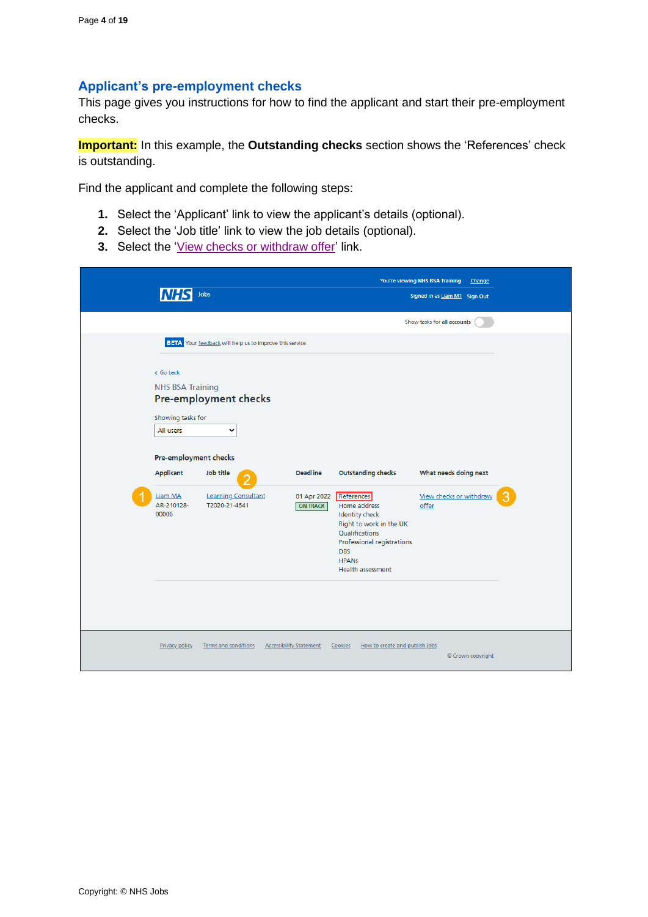## Applicant’s pre-employment checks

This page gives you instructions for how to find the applicant and start their pre-employment checks.

**Important:** In this example, the **Outstanding checks** section shows the ‘References’ check is outstanding.

Find the applicant and complete the following steps:

1. Select the ‘Applicant’ link to view the applicant’s details (optional).
2. Select the ‘Job title’ link to view the job details (optional).
3. Select the ‘View checks or withdraw offer’ link.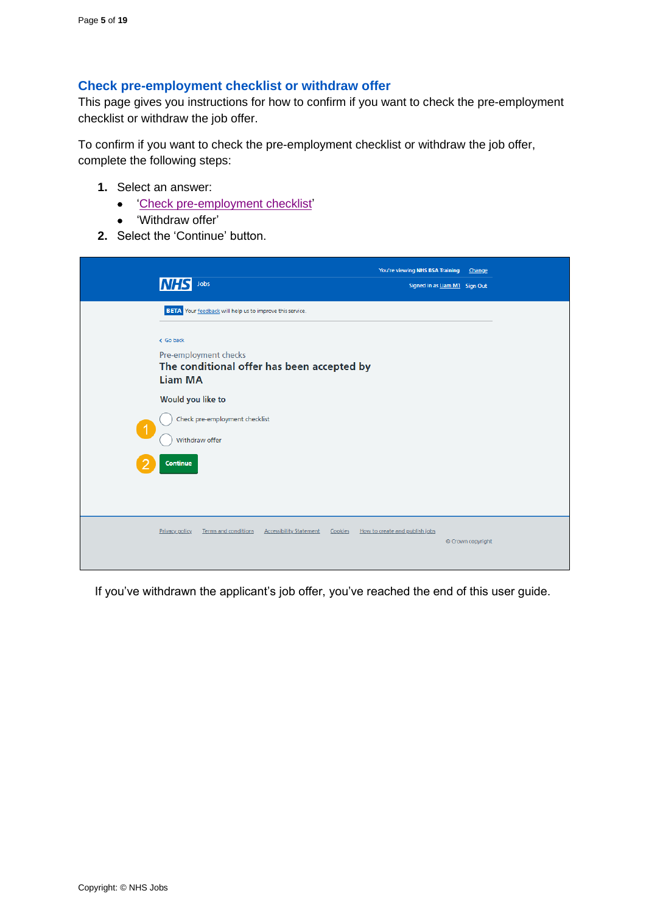## Check pre-employment checklist or withdraw offer

This page gives you instructions for how to confirm if you want to check the pre-employment checklist or withdraw the job offer.

To confirm if you want to check the pre-employment checklist or withdraw the job offer, complete the following steps:

1. Select an answer:
   - '[Check pre-employment checklist](#)'
   - 'Withdraw offer'
2. Select the 'Continue' button.

If you've withdrawn the applicant's job offer, you've reached the end of this user guide.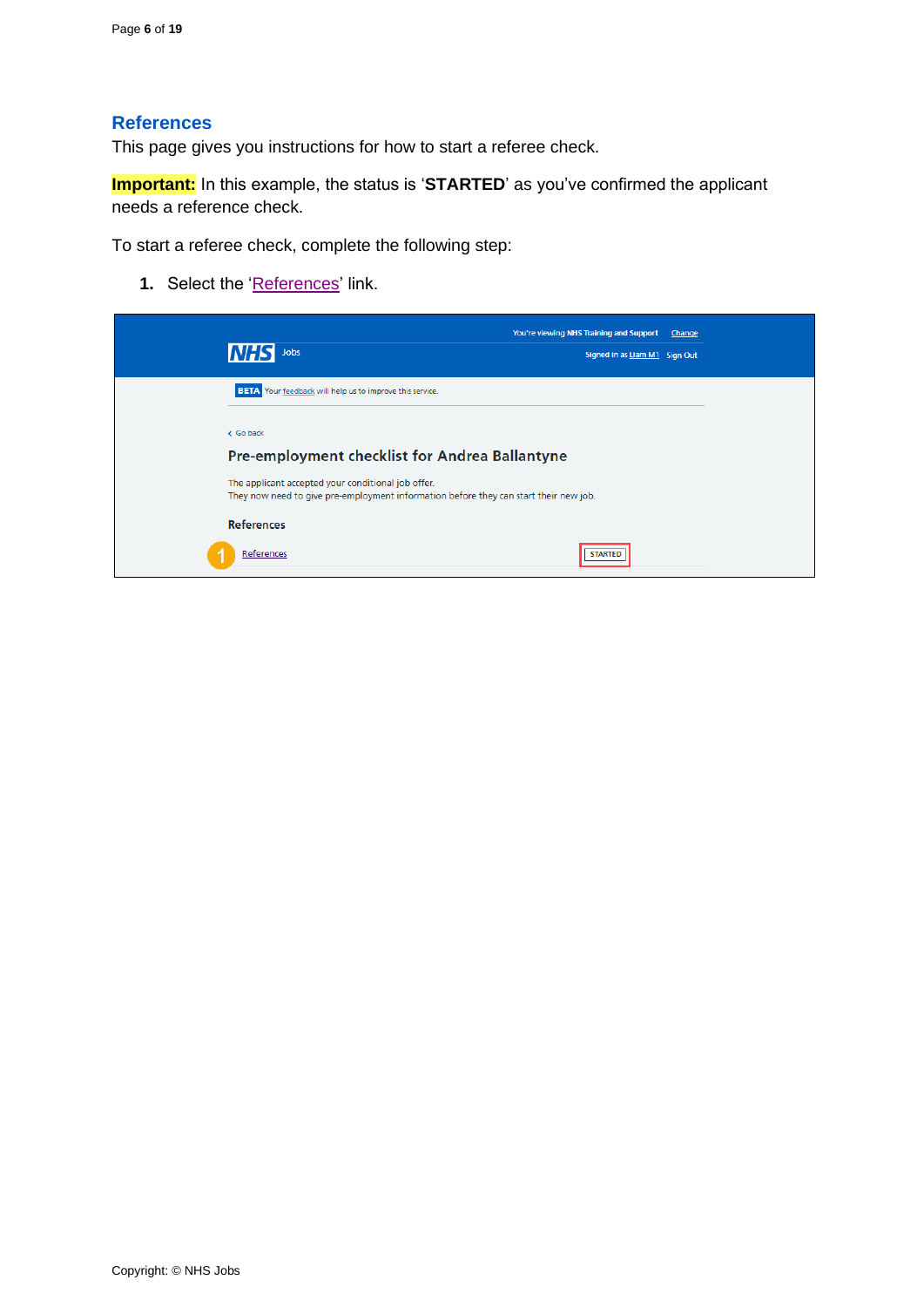## References

This page gives you instructions for how to start a referee check.

**Important:** In this example, the status is '**STARTED**' as you've confirmed the applicant needs a reference check.

To start a referee check, complete the following step:

1. Select the 'References' link.

You're viewing NHS Training and Support Change

NHS Jobs

Signed in as Liam M1 Sign Out

BETA Your feedback will help us to improve this service.

Go back

Pre-employment checklist for Andrea Ballantyne

The applicant accepted your conditional job offer.
They now need to give pre-employment information before they can start their new job.

References

References STARTED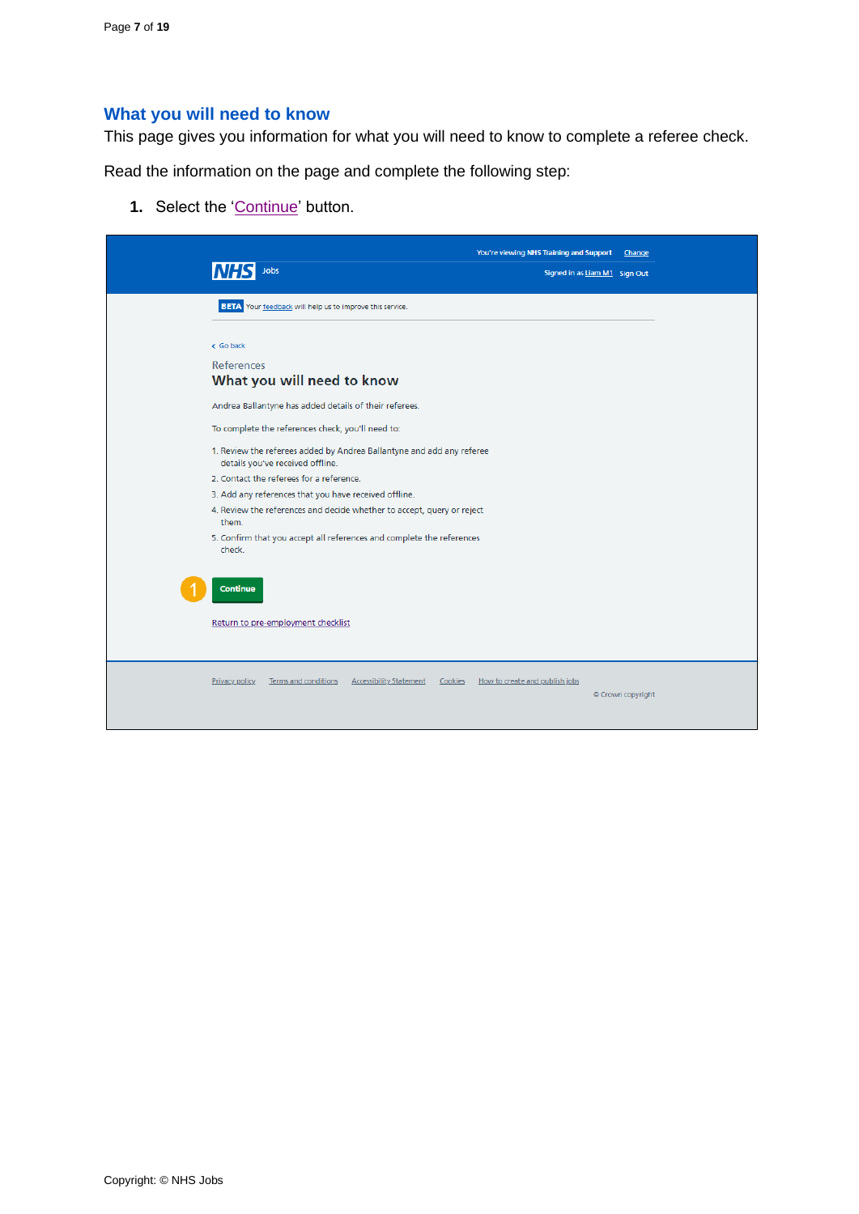## What you will need to know

This page gives you information for what you will need to know to complete a referee check.

Read the information on the page and complete the following step:

1. Select the 'Continue' button.

You're viewing NHS Training and Support Change

NHS Jobs

Signed in as Liam M1 Sign Out

BETA Your feedback will help us to improve this service.

< Go back

References

### What you will need to know

Andrea Ballantyne has added details of their referees.

To complete the references check, you'll need to:

1. Review the referees added by Andrea Ballantyne and add any referee details you've received offline.
2. Contact the referees for a reference.
3. Add any references that you have received offline.
4. Review the references and decide whether to accept, query or reject them.
5. Confirm that you accept all references and complete the references check.

Continue

Return to pre-employment checklist

Privacy policy Terms and conditions Accessibility Statement Cookies How to create and publish jobs

© Crown copyright

Copyright: © NHS Jobs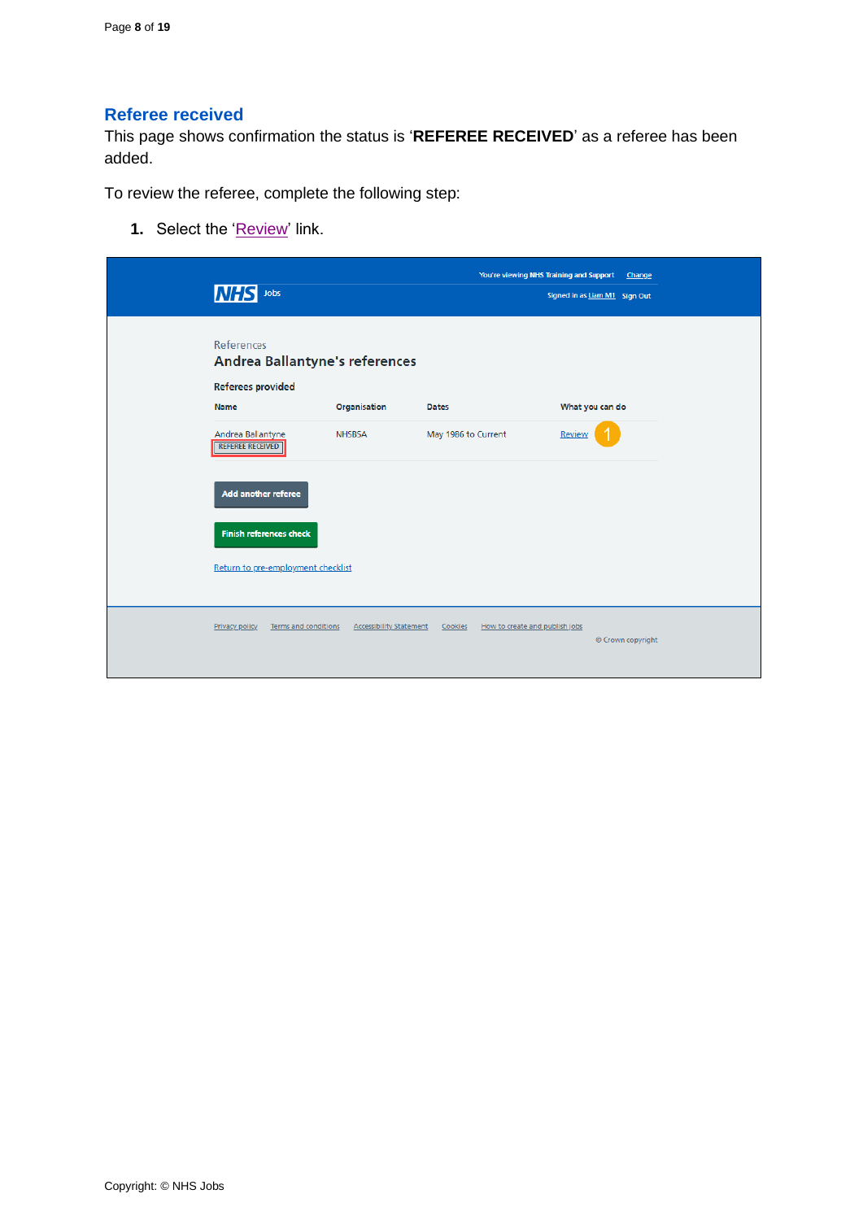## Referee received

This page shows confirmation the status is '**REFEREE RECEIVED**' as a referee has been added.

To review the referee, complete the following step:

1. Select the 'Review' link.

You're viewing NHS Training and Support Change

NHS Jobs

Signed in as Liam M1 Sign Out

References

Andrea Ballantyne's references

Referees provided

| Name | Organisation | Dates | What you can do |
|---|---|---|---|
| Andrea Ballantyne REFEREE RECEIVED | NHSBSA | May 1986 to Current | Review |

Add another referee

Finish references check

Return to pre-employment checklist

Privacy policy Terms and conditions Accessibility Statement Cookies How to create and publish jobs

© Crown copyright

Copyright: © NHS Jobs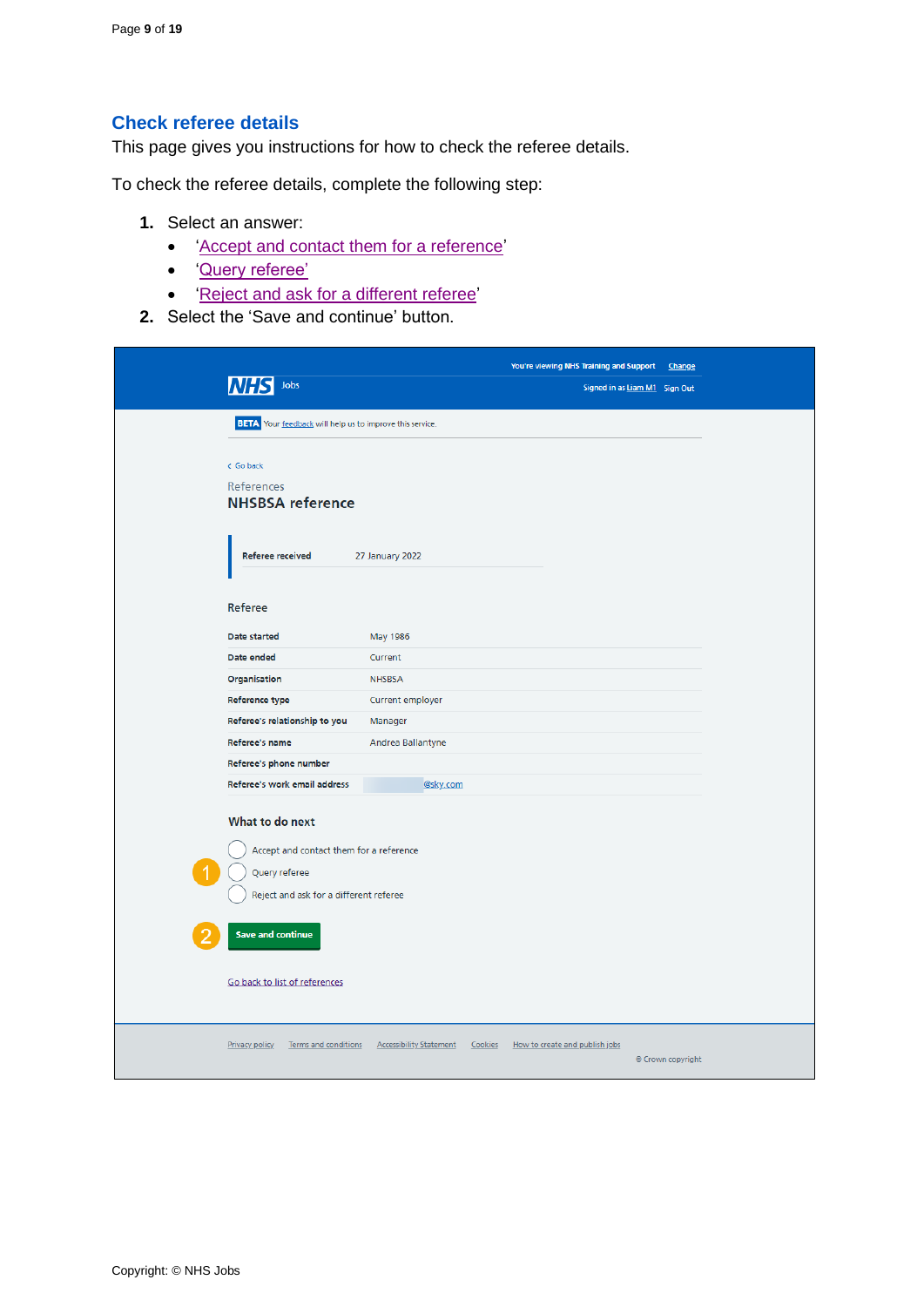## Check referee details

This page gives you instructions for how to check the referee details.

To check the referee details, complete the following step:

1. Select an answer:
   - 'Accept and contact them for a reference'
   - 'Query referee'
   - 'Reject and ask for a different referee'
2. Select the 'Save and continue' button.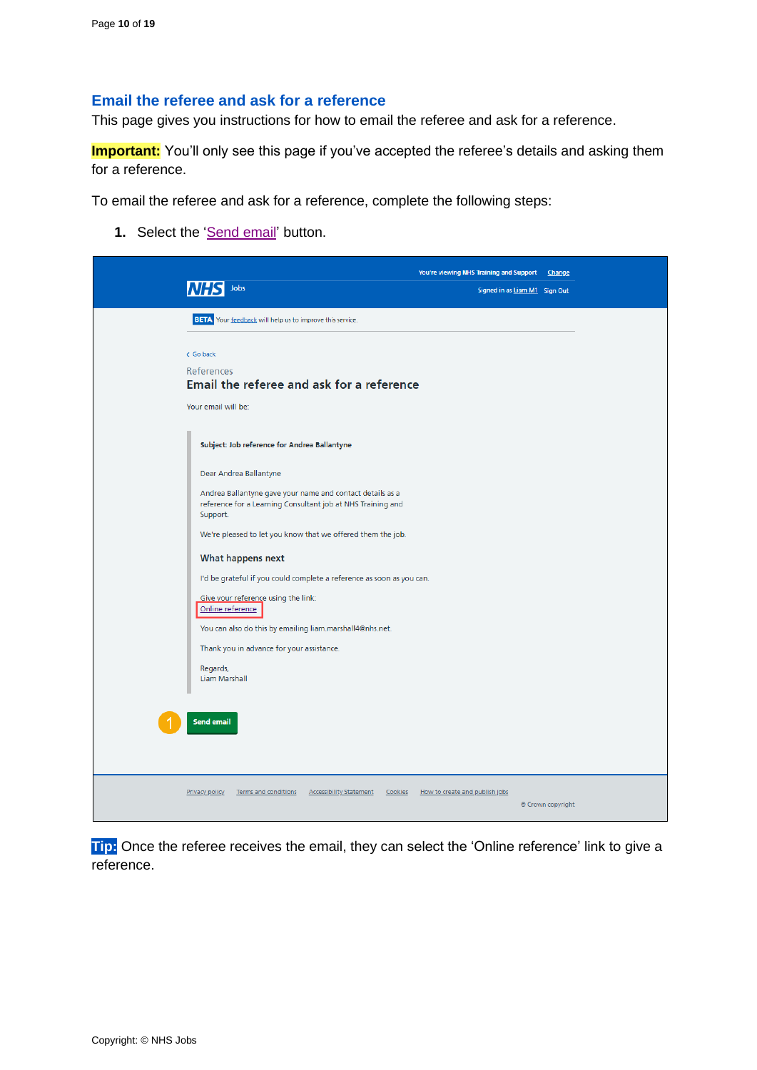## Email the referee and ask for a reference

This page gives you instructions for how to email the referee and ask for a reference.

**Important:** You'll only see this page if you've accepted the referee's details and asking them for a reference.

To email the referee and ask for a reference, complete the following steps:

1. Select the 'Send email' button.

You're viewing NHS Training and Support Change

NHS Jobs

Signed in as Liam M1 Sign Out

BETA Your feedback will help us to improve this service.

‹ Go back

References

Email the referee and ask for a reference

Your email will be:

Subject: Job reference for Andrea Ballantyne

Dear Andrea Ballantyne

Andrea Ballantyne gave your name and contact details as a reference for a Learning Consultant job at NHS Training and Support.

We're pleased to let you know that we offered them the job.

What happens next

I'd be grateful if you could complete a reference as soon as you can.

Give your reference using the link.
Online reference

You can also do this by emailing liam.marshall4@nhs.net.

Thank you in advance for your assistance.

Regards,
Liam Marshall

1 Send email

Privacy policy Terms and conditions Accessibility Statement Cookies How to create and publish jobs

© Crown copyright

**Tip:** Once the referee receives the email, they can select the 'Online reference' link to give a reference.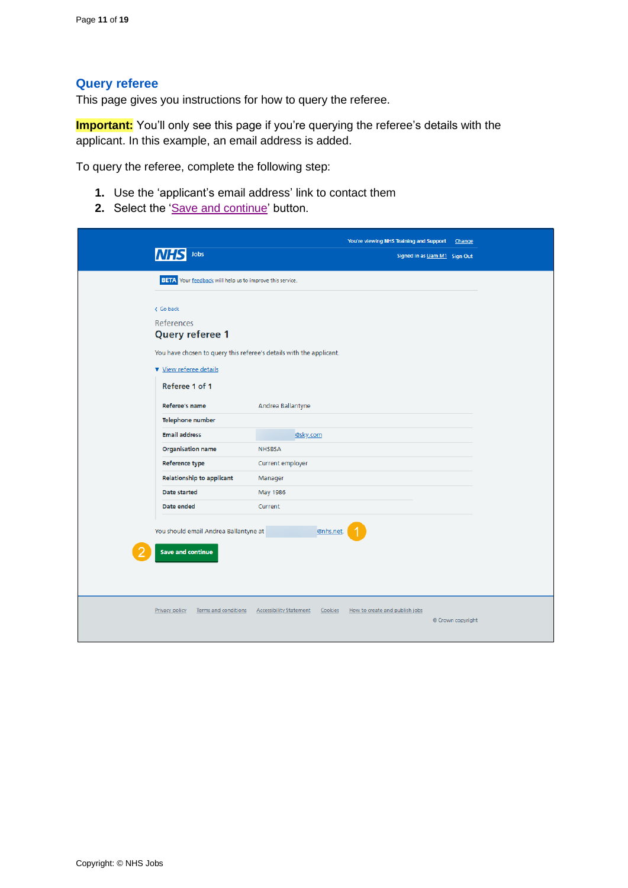## Query referee

This page gives you instructions for how to query the referee.

**Important:** You'll only see this page if you're querying the referee's details with the applicant. In this example, an email address is added.

To query the referee, complete the following step:

1. Use the 'applicant's email address' link to contact them
2. Select the 'Save and continue' button.

You're viewing NHS Training and Support Change

NHS Jobs

Signed in as Liam M1 Sign Out

BETA Your feedback will help us to improve this service.

Go back

References

### Query referee 1

You have chosen to query this referee's details with the applicant.

View referee details

Referee 1 of 1

| | |
|---|---|
| Referee's name | Andrea Ballantyne |
| Telephone number | |
| Email address | @sky.com |
| Organisation name | NHSBSA |
| Reference type | Current employer |
| Relationship to applicant | Manager |
| Date started | May 1986 |
| Date ended | Current |

You should email Andrea Ballantyne at @nhs.net 1

2 Save and continue

Privacy policy Terms and conditions Accessibility Statement Cookies How to create and publish jobs

© Crown copyright

Copyright: © NHS Jobs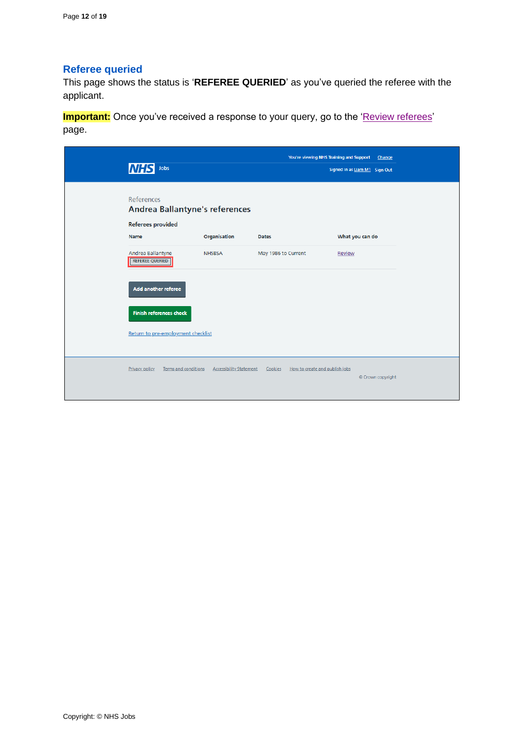## Referee queried

This page shows the status is '**REFEREE QUERIED**' as you've queried the referee with the applicant.

**Important:** Once you've received a response to your query, go to the 'Review referees' page.

You're viewing NHS Training and Support Change

NHS Jobs

Signed in as Liam M1 Sign Out

References

### Andrea Ballantyne's references

**Referees provided**

| Name | Organisation | Dates | What you can do |
|---|---|---|---|
| Andrea Ballantyne REFEREE QUERIED | NHSBSA | May 1986 to Current | Review |

Add another referee

Finish references check

Return to pre-employment checklist

Privacy policy Terms and conditions Accessibility Statement Cookies How to create and publish jobs

© Crown copyright

Copyright: © NHS Jobs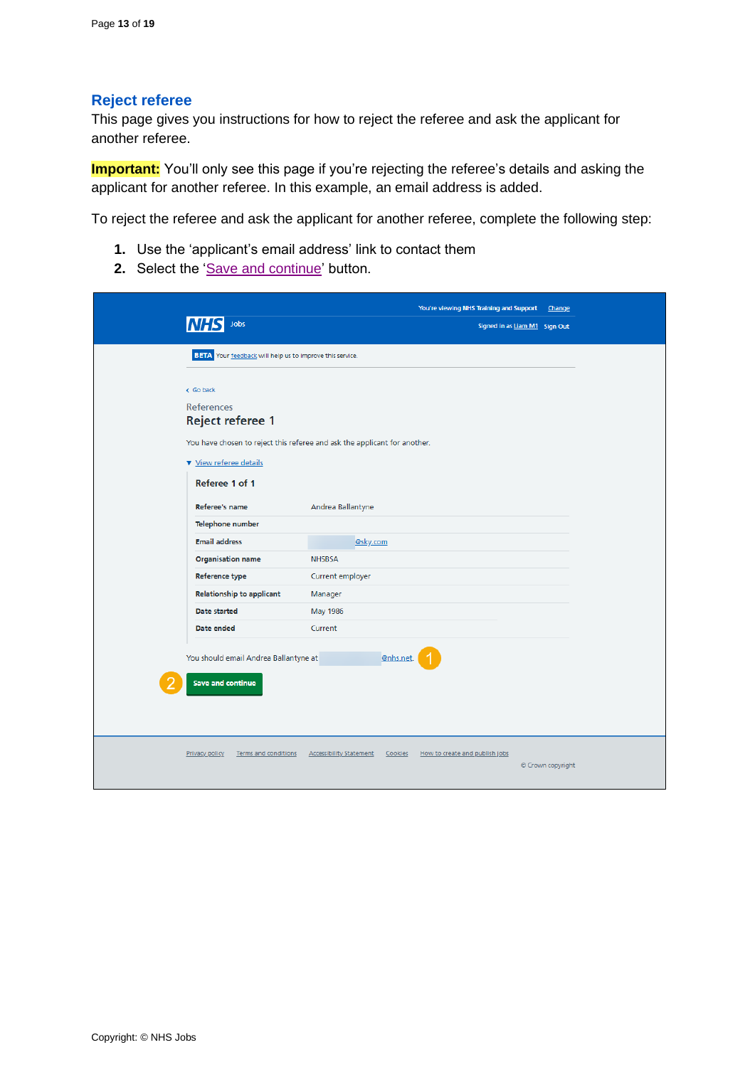## Reject referee

This page gives you instructions for how to reject the referee and ask the applicant for another referee.

**Important:** You'll only see this page if you're rejecting the referee's details and asking the applicant for another referee. In this example, an email address is added.

To reject the referee and ask the applicant for another referee, complete the following step:

1. Use the 'applicant's email address' link to contact them
2. Select the 'Save and continue' button.

You're viewing NHS Training and Support Change

NHS Jobs

Signed in as Liam M1 Sign Out

BETA Your feedback will help us to improve this service.

Go back

References

Reject referee 1

You have chosen to reject this referee and ask the applicant for another.

View referee details

Referee 1 of 1

| | |
|---|---|
| Referee's name | Andrea Ballantyne |
| Telephone number | |
| Email address | @sky.com |
| Organisation name | NHSBSA |
| Reference type | Current employer |
| Relationship to applicant | Manager |
| Date started | May 1986 |
| Date ended | Current |

You should email Andrea Ballantyne at @nhs.net. (1)

(2) Save and continue

Privacy policy Terms and conditions Accessibility Statement Cookies How to create and publish jobs

© Crown copyright

Copyright: © NHS Jobs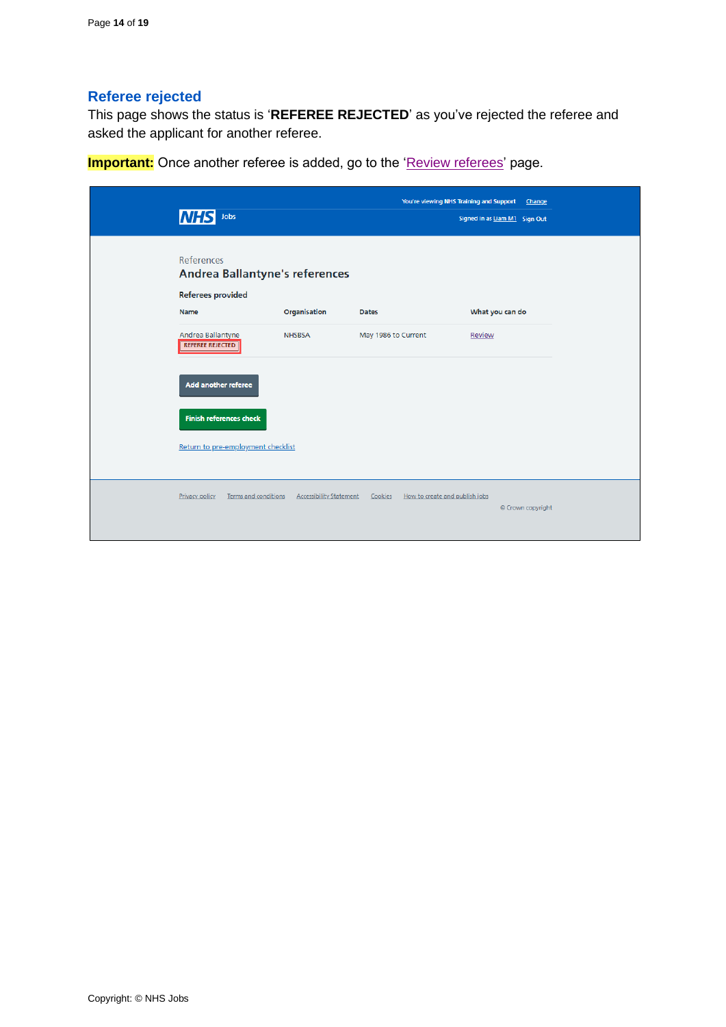## Referee rejected

This page shows the status is '**REFEREE REJECTED**' as you've rejected the referee and asked the applicant for another referee.

**Important:** Once another referee is added, go to the 'Review referees' page.

You're viewing NHS Training and Support Change

NHS Jobs

Signed in as Liam M1 Sign Out

References

Andrea Ballantyne's references

Referees provided

| Name | Organisation | Dates | What you can do |
| --- | --- | --- | --- |
| Andrea Ballantyne REFEREE REJECTED | NHSBSA | May 1986 to Current | Review |

Add another referee

Finish references check

Return to pre-employment checklist

Privacy policy Terms and conditions Accessibility Statement Cookies How to create and publish jobs

© Crown copyright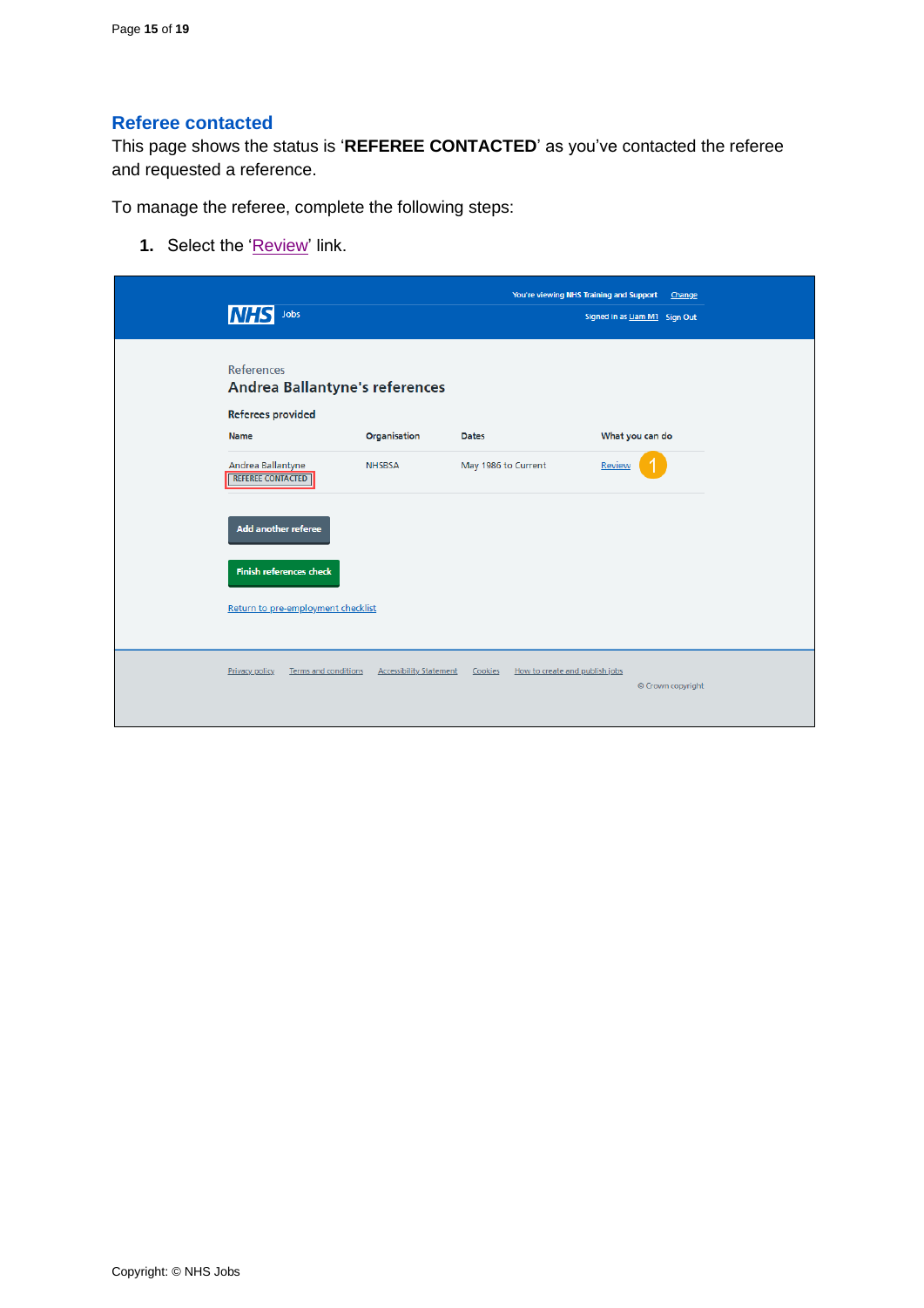## Referee contacted

This page shows the status is '**REFEREE CONTACTED**' as you've contacted the referee and requested a reference.

To manage the referee, complete the following steps:

1. Select the 'Review' link.

You're viewing NHS Training and Support Change

NHS Jobs

Signed in as Liam M1 Sign Out

References

### Andrea Ballantyne's references

**Referees provided**

| Name | Organisation | Dates | What you can do |
|---|---|---|---|
| Andrea Ballantyne REFEREE CONTACTED | NHSBSA | May 1986 to Current | Review |

Add another referee

Finish references check

Return to pre-employment checklist

Privacy policy Terms and conditions Accessibility Statement Cookies How to create and publish jobs

© Crown copyright

Copyright: © NHS Jobs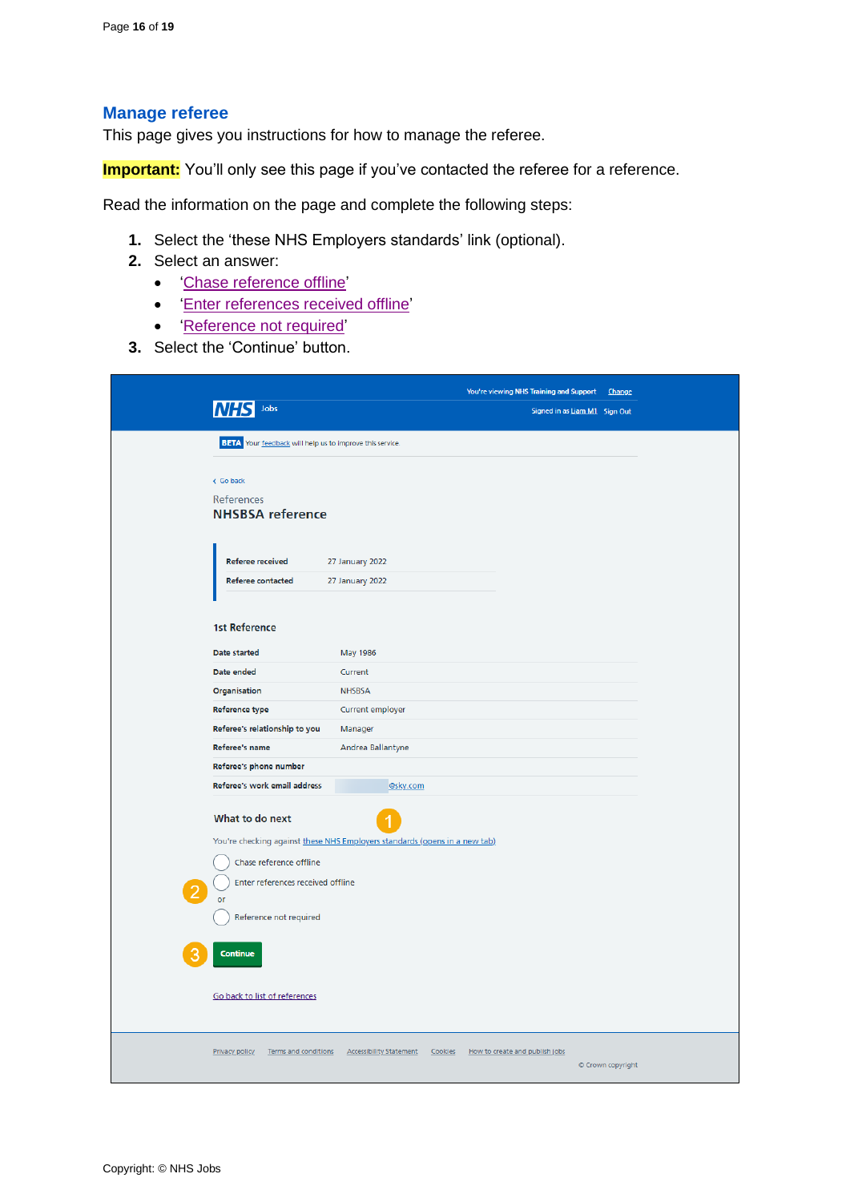## Manage referee

This page gives you instructions for how to manage the referee.

**Important:** You'll only see this page if you've contacted the referee for a reference.

Read the information on the page and complete the following steps:

1. Select the 'these NHS Employers standards' link (optional).
2. Select an answer:
   - 'Chase reference offline'
   - 'Enter references received offline'
   - 'Reference not required'
3. Select the 'Continue' button.

You're viewing NHS Training and Support Change

NHS Jobs

Signed in as Liam M1 Sign Out

BETA Your feedback will help us to improve this service

Go back

References

**NHSBSA reference**

| | |
|---|---|
| Referee received | 27 January 2022 |
| Referee contacted | 27 January 2022 |

**1st Reference**

| | |
|---|---|
| Date started | May 1986 |
| Date ended | Current |
| Organisation | NHSBSA |
| Reference type | Current employer |
| Referee's relationship to you | Manager |
| Referee's name | Andrea Ballantyne |
| Referee's phone number | |
| Referee's work email address | @sky.com |

**What to do next**

1

You're checking against these NHS Employers standards (opens in a new tab)

2

- Chase reference offline
- Enter references received offline

or

- Reference not required

3

Continue

Go back to list of references

Privacy policy Terms and conditions Accessibility Statement Cookies How to create and publish jobs

© Crown copyright

Copyright: © NHS Jobs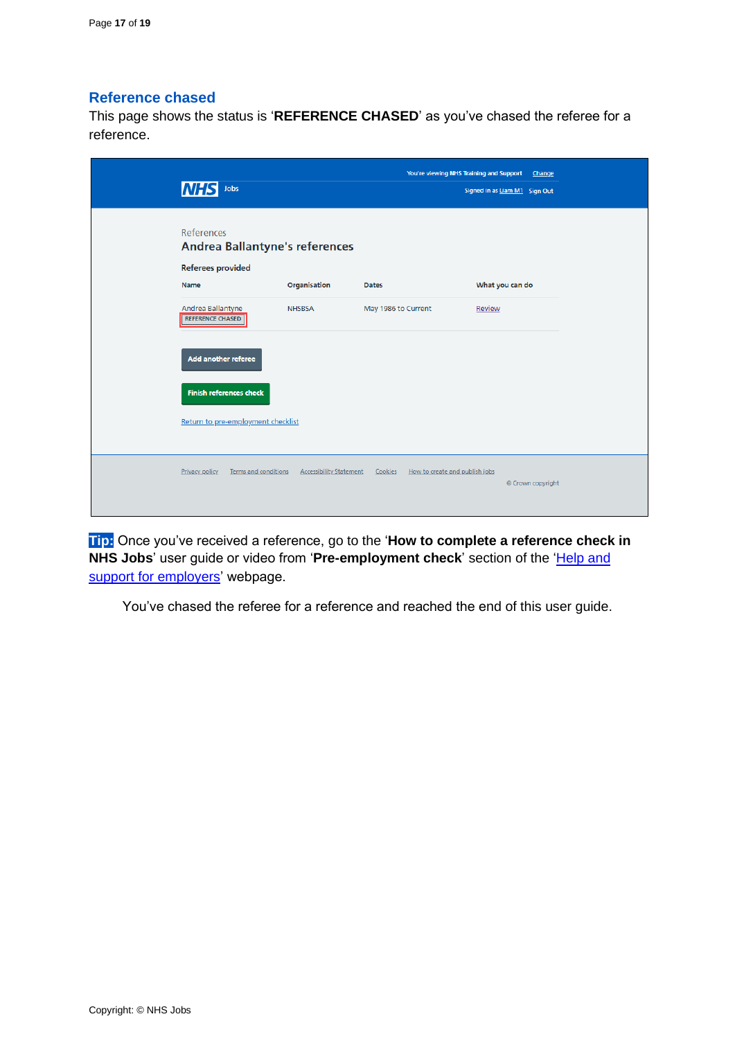## Reference chased

This page shows the status is '**REFERENCE CHASED**' as you've chased the referee for a reference.

You're viewing NHS Training and Support Change

NHS Jobs

Signed in as Liam M1 Sign Out

References

Andrea Ballantyne's references

Referees provided

| Name | Organisation | Dates | What you can do |
|---|---|---|---|
| Andrea Ballantyne REFERENCE CHASED | NHSBSA | May 1986 to Current | Review |

Add another referee

Finish references check

Return to pre-employment checklist

Privacy policy Terms and conditions Accessibility Statement Cookies How to create and publish jobs

© Crown copyright

**Tip:** Once you've received a reference, go to the '**How to complete a reference check in NHS Jobs**' user guide or video from '**Pre-employment check**' section of the 'Help and support for employers' webpage.

You've chased the referee for a reference and reached the end of this user guide.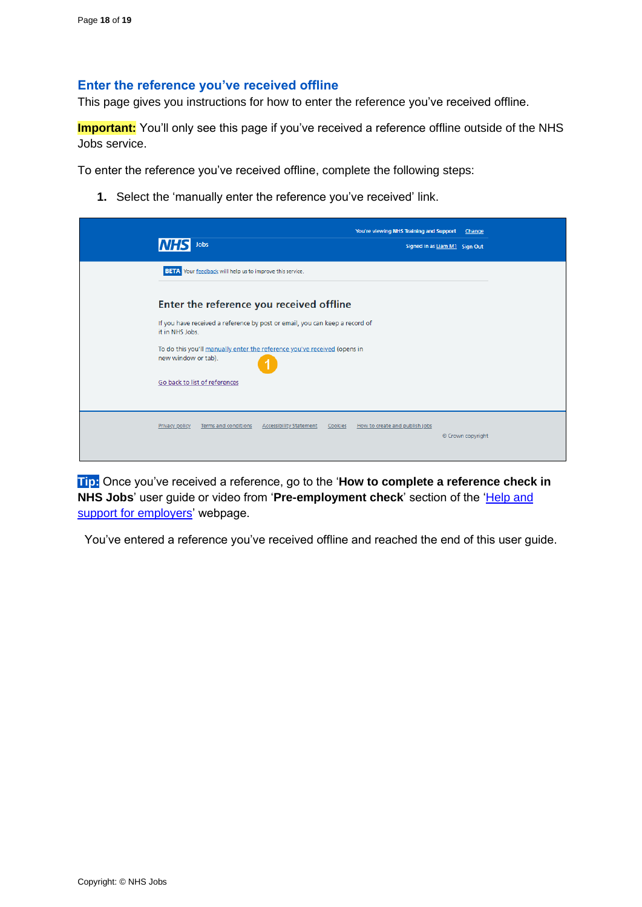## Enter the reference you've received offline

This page gives you instructions for how to enter the reference you've received offline.

**Important:** You'll only see this page if you've received a reference offline outside of the NHS Jobs service.

To enter the reference you've received offline, complete the following steps:

1. Select the 'manually enter the reference you've received' link.

**Tip:** Once you've received a reference, go to the '**How to complete a reference check in NHS Jobs**' user guide or video from '**Pre-employment check**' section of the 'Help and support for employers' webpage.

You've entered a reference you've received offline and reached the end of this user guide.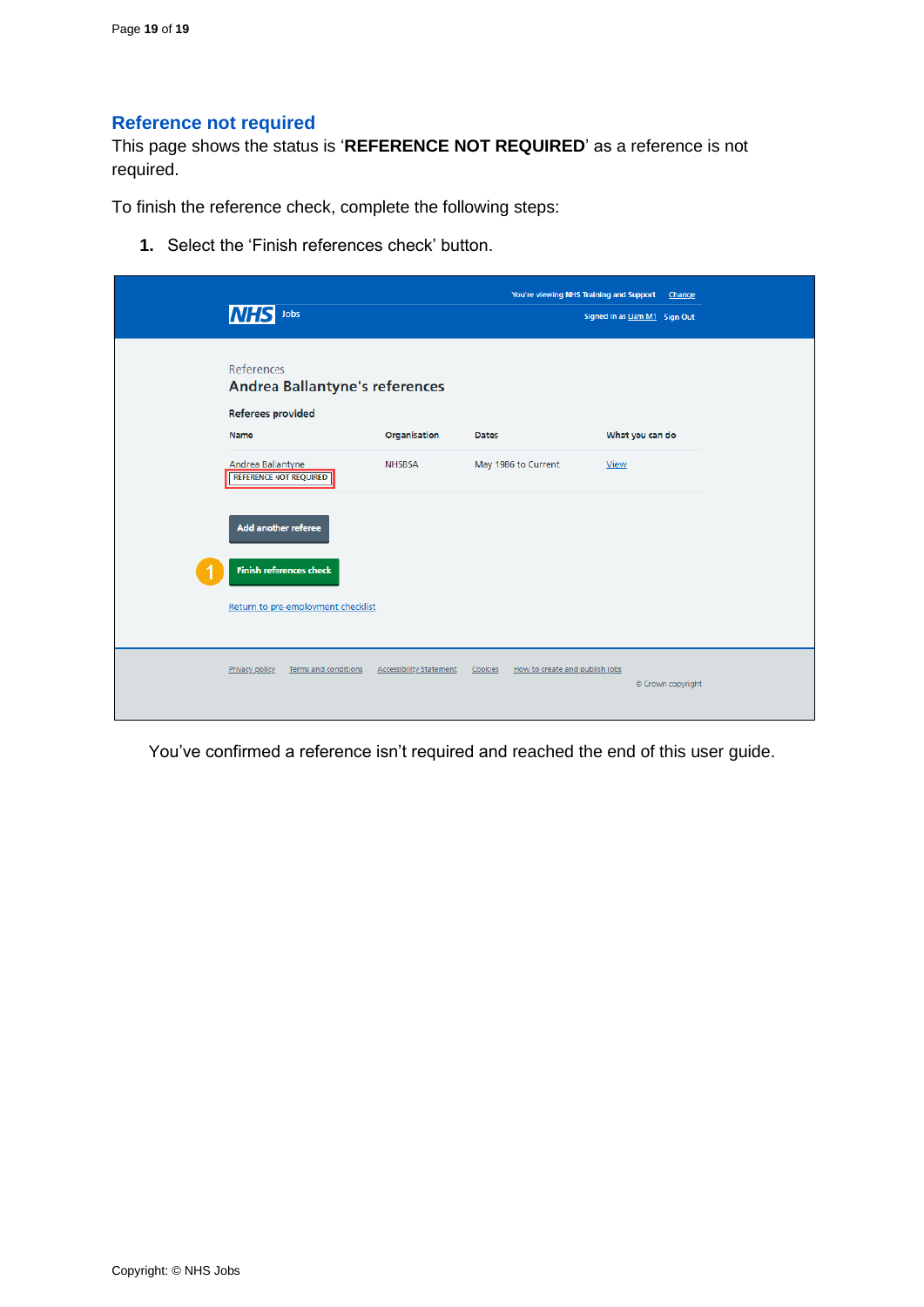## Reference not required

This page shows the status is '**REFERENCE NOT REQUIRED**' as a reference is not required.

To finish the reference check, complete the following steps:

1. Select the 'Finish references check' button.

You've confirmed a reference isn't required and reached the end of this user guide.